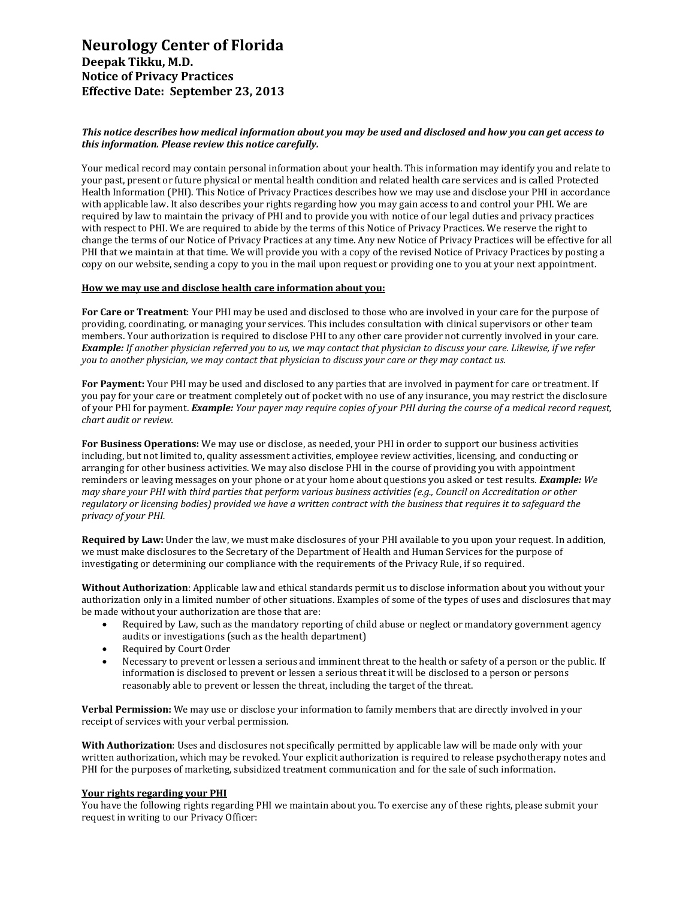# Neurology Center of Florida

## Deepak Tikku, M.D.
## Notice of Privacy Practices
## Effective Date: September 23, 2013

***This notice describes how medical information about you may be used and disclosed and how you can get access to this information. Please review this notice carefully.***

Your medical record may contain personal information about your health. This information may identify you and relate to your past, present or future physical or mental health condition and related health care services and is called Protected Health Information (PHI). This Notice of Privacy Practices describes how we may use and disclose your PHI in accordance with applicable law. It also describes your rights regarding how you may gain access to and control your PHI. We are required by law to maintain the privacy of PHI and to provide you with notice of our legal duties and privacy practices with respect to PHI. We are required to abide by the terms of this Notice of Privacy Practices. We reserve the right to change the terms of our Notice of Privacy Practices at any time. Any new Notice of Privacy Practices will be effective for all PHI that we maintain at that time. We will provide you with a copy of the revised Notice of Privacy Practices by posting a copy on our website, sending a copy to you in the mail upon request or providing one to you at your next appointment.

**How we may use and disclose health care information about you:**

**For Care or Treatment**: Your PHI may be used and disclosed to those who are involved in your care for the purpose of providing, coordinating, or managing your services. This includes consultation with clinical supervisors or other team members. Your authorization is required to disclose PHI to any other care provider not currently involved in your care. ***Example:*** *If another physician referred you to us, we may contact that physician to discuss your care. Likewise, if we refer you to another physician, we may contact that physician to discuss your care or they may contact us.*

**For Payment:** Your PHI may be used and disclosed to any parties that are involved in payment for care or treatment. If you pay for your care or treatment completely out of pocket with no use of any insurance, you may restrict the disclosure of your PHI for payment. ***Example:*** *Your payer may require copies of your PHI during the course of a medical record request, chart audit or review.*

**For Business Operations:** We may use or disclose, as needed, your PHI in order to support our business activities including, but not limited to, quality assessment activities, employee review activities, licensing, and conducting or arranging for other business activities. We may also disclose PHI in the course of providing you with appointment reminders or leaving messages on your phone or at your home about questions you asked or test results. ***Example:*** *We may share your PHI with third parties that perform various business activities (e.g., Council on Accreditation or other regulatory or licensing bodies) provided we have a written contract with the business that requires it to safeguard the privacy of your PHI.*

**Required by Law:** Under the law, we must make disclosures of your PHI available to you upon your request. In addition, we must make disclosures to the Secretary of the Department of Health and Human Services for the purpose of investigating or determining our compliance with the requirements of the Privacy Rule, if so required.

**Without Authorization**: Applicable law and ethical standards permit us to disclose information about you without your authorization only in a limited number of other situations. Examples of some of the types of uses and disclosures that may be made without your authorization are those that are:

- Required by Law, such as the mandatory reporting of child abuse or neglect or mandatory government agency audits or investigations (such as the health department)
- Required by Court Order
- Necessary to prevent or lessen a serious and imminent threat to the health or safety of a person or the public. If information is disclosed to prevent or lessen a serious threat it will be disclosed to a person or persons reasonably able to prevent or lessen the threat, including the target of the threat.

**Verbal Permission:** We may use or disclose your information to family members that are directly involved in your receipt of services with your verbal permission.

**With Authorization**: Uses and disclosures not specifically permitted by applicable law will be made only with your written authorization, which may be revoked. Your explicit authorization is required to release psychotherapy notes and PHI for the purposes of marketing, subsidized treatment communication and for the sale of such information.

**Your rights regarding your PHI**

You have the following rights regarding PHI we maintain about you. To exercise any of these rights, please submit your request in writing to our Privacy Officer: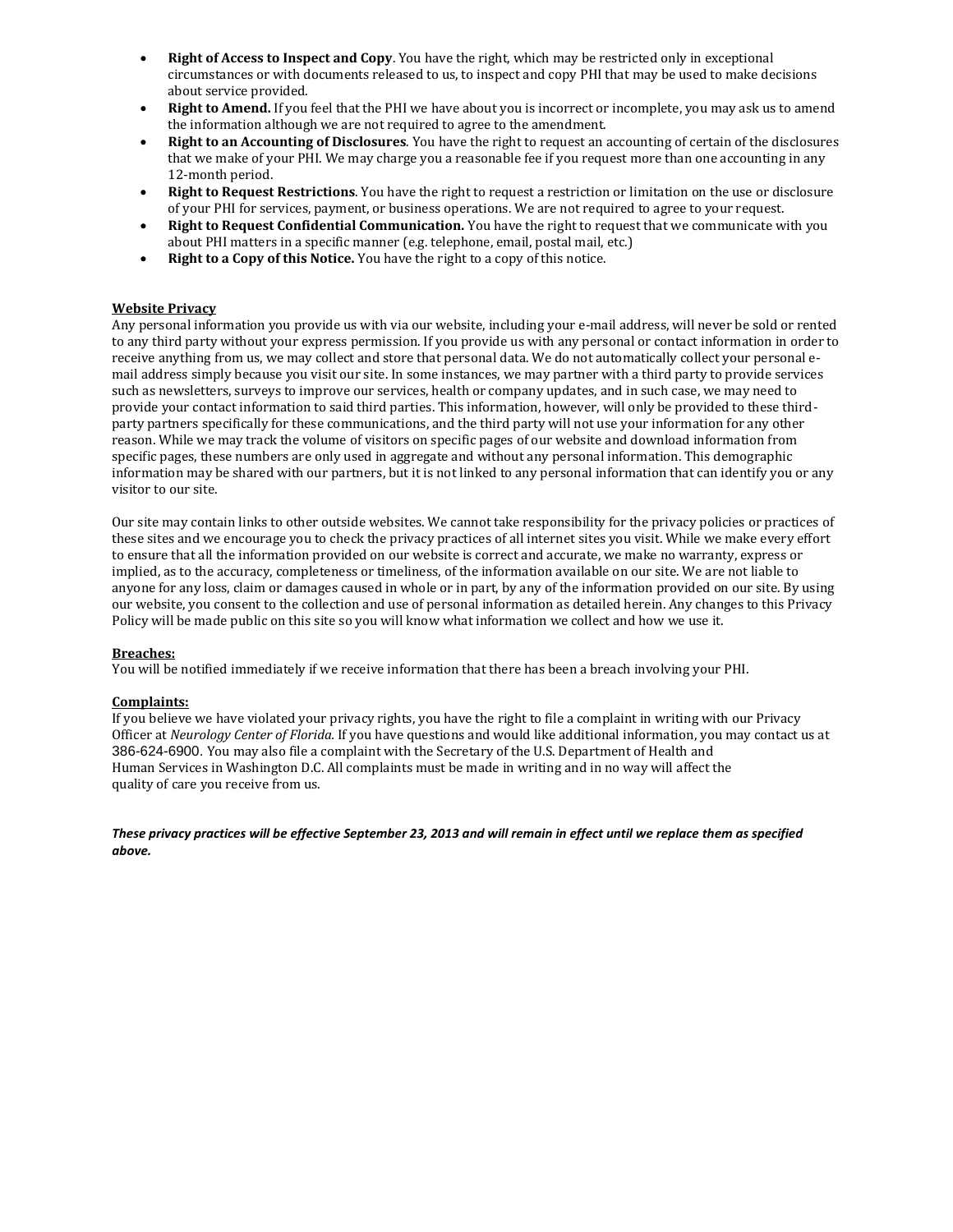- **Right of Access to Inspect and Copy**. You have the right, which may be restricted only in exceptional circumstances or with documents released to us, to inspect and copy PHI that may be used to make decisions about service provided.
- **Right to Amend.** If you feel that the PHI we have about you is incorrect or incomplete, you may ask us to amend the information although we are not required to agree to the amendment.
- **Right to an Accounting of Disclosures**. You have the right to request an accounting of certain of the disclosures that we make of your PHI. We may charge you a reasonable fee if you request more than one accounting in any 12-month period.
- **Right to Request Restrictions**. You have the right to request a restriction or limitation on the use or disclosure of your PHI for services, payment, or business operations. We are not required to agree to your request.
- **Right to Request Confidential Communication.** You have the right to request that we communicate with you about PHI matters in a specific manner (e.g. telephone, email, postal mail, etc.)
- **Right to a Copy of this Notice.** You have the right to a copy of this notice.

**Website Privacy**

Any personal information you provide us with via our website, including your e-mail address, will never be sold or rented to any third party without your express permission. If you provide us with any personal or contact information in order to receive anything from us, we may collect and store that personal data. We do not automatically collect your personal e-mail address simply because you visit our site. In some instances, we may partner with a third party to provide services such as newsletters, surveys to improve our services, health or company updates, and in such case, we may need to provide your contact information to said third parties. This information, however, will only be provided to these third-party partners specifically for these communications, and the third party will not use your information for any other reason. While we may track the volume of visitors on specific pages of our website and download information from specific pages, these numbers are only used in aggregate and without any personal information. This demographic information may be shared with our partners, but it is not linked to any personal information that can identify you or any visitor to our site.

Our site may contain links to other outside websites. We cannot take responsibility for the privacy policies or practices of these sites and we encourage you to check the privacy practices of all internet sites you visit. While we make every effort to ensure that all the information provided on our website is correct and accurate, we make no warranty, express or implied, as to the accuracy, completeness or timeliness, of the information available on our site. We are not liable to anyone for any loss, claim or damages caused in whole or in part, by any of the information provided on our site. By using our website, you consent to the collection and use of personal information as detailed herein. Any changes to this Privacy Policy will be made public on this site so you will know what information we collect and how we use it.

**Breaches:**

You will be notified immediately if we receive information that there has been a breach involving your PHI.

**Complaints:**

If you believe we have violated your privacy rights, you have the right to file a complaint in writing with our Privacy Officer at *Neurology Center of Florida.* If you have questions and would like additional information, you may contact us at 386-624-6900. You may also file a complaint with the Secretary of the U.S. Department of Health and Human Services in Washington D.C. All complaints must be made in writing and in no way will affect the quality of care you receive from us.

***These privacy practices will be effective September 23, 2013 and will remain in effect until we replace them as specified above.***